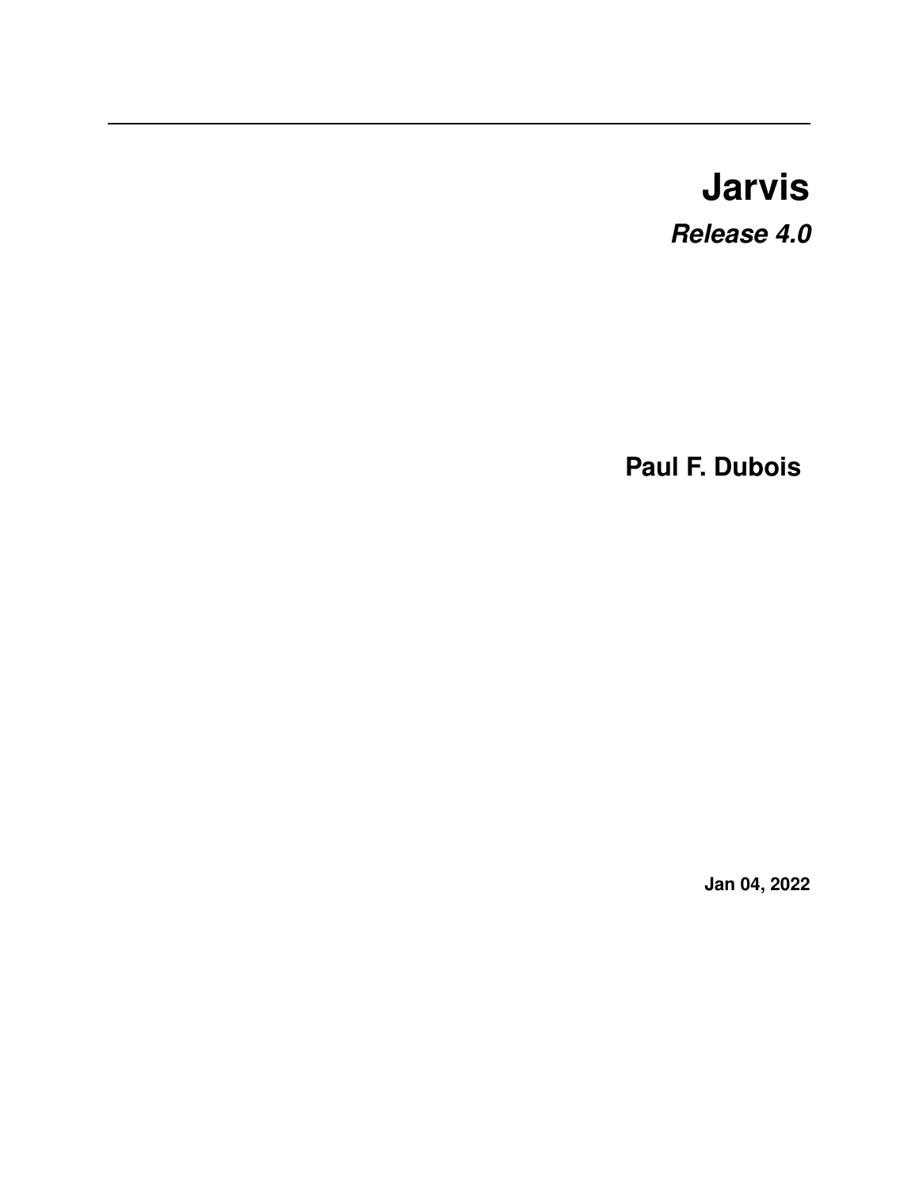# Jarvis

***Release 4.0***

**Paul F. Dubois**

**Jan 04, 2022**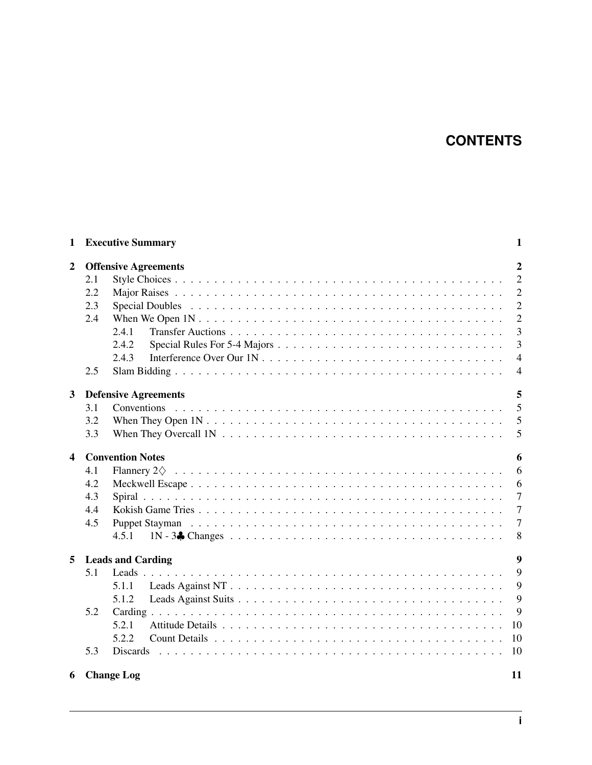# CONTENTS

**1 Executive Summary** **1**

**2 Offensive Agreements** **2**
- 2.1 Style Choices . . . 2
- 2.2 Major Raises . . . 2
- 2.3 Special Doubles . . . 2
- 2.4 When We Open 1N . . . 2
  - 2.4.1 Transfer Auctions . . . 3
  - 2.4.2 Special Rules For 5-4 Majors . . . 3
  - 2.4.3 Interference Over Our 1N . . . 4
- 2.5 Slam Bidding . . . 4

**3 Defensive Agreements** **5**
- 3.1 Conventions . . . 5
- 3.2 When They Open 1N . . . 5
- 3.3 When They Overcall 1N . . . 5

**4 Convention Notes** **6**
- 4.1 Flannery 2♢ . . . 6
- 4.2 Meckwell Escape . . . 6
- 4.3 Spiral . . . 7
- 4.4 Kokish Game Tries . . . 7
- 4.5 Puppet Stayman . . . 7
  - 4.5.1 1N - 3♣ Changes . . . 8

**5 Leads and Carding** **9**
- 5.1 Leads . . . 9
  - 5.1.1 Leads Against NT . . . 9
  - 5.1.2 Leads Against Suits . . . 9
- 5.2 Carding . . . 9
  - 5.2.1 Attitude Details . . . 10
  - 5.2.2 Count Details . . . 10
- 5.3 Discards . . . 10

**6 Change Log** **11**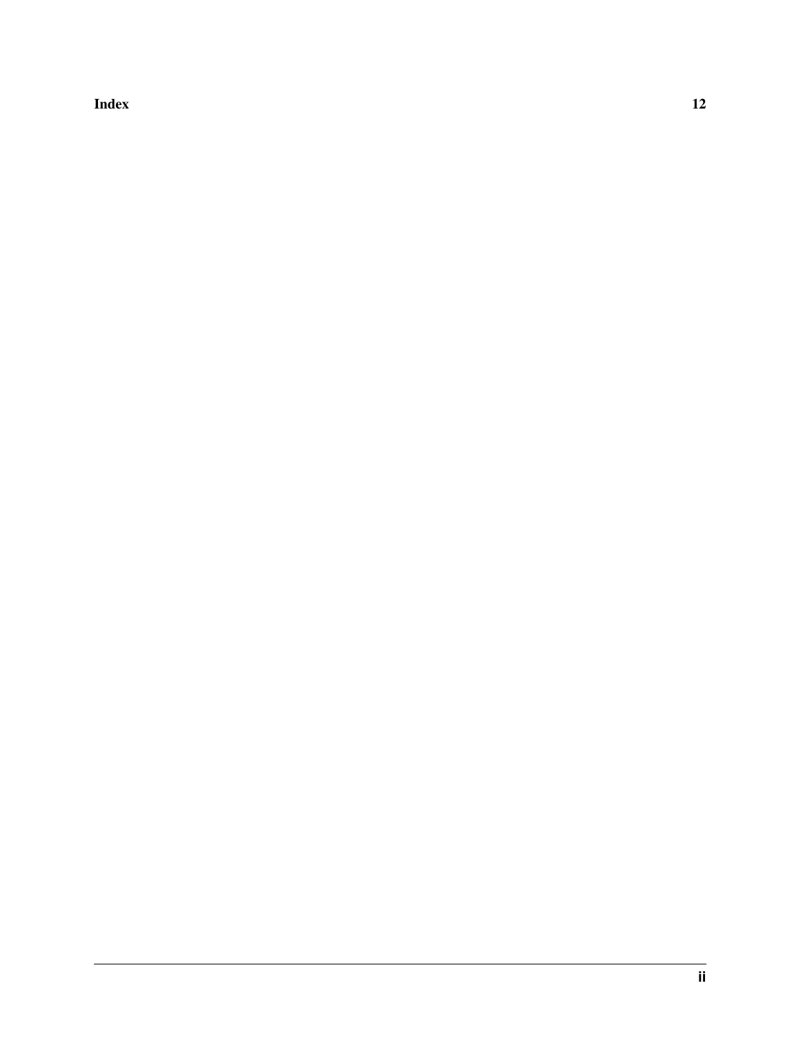**Index** **12**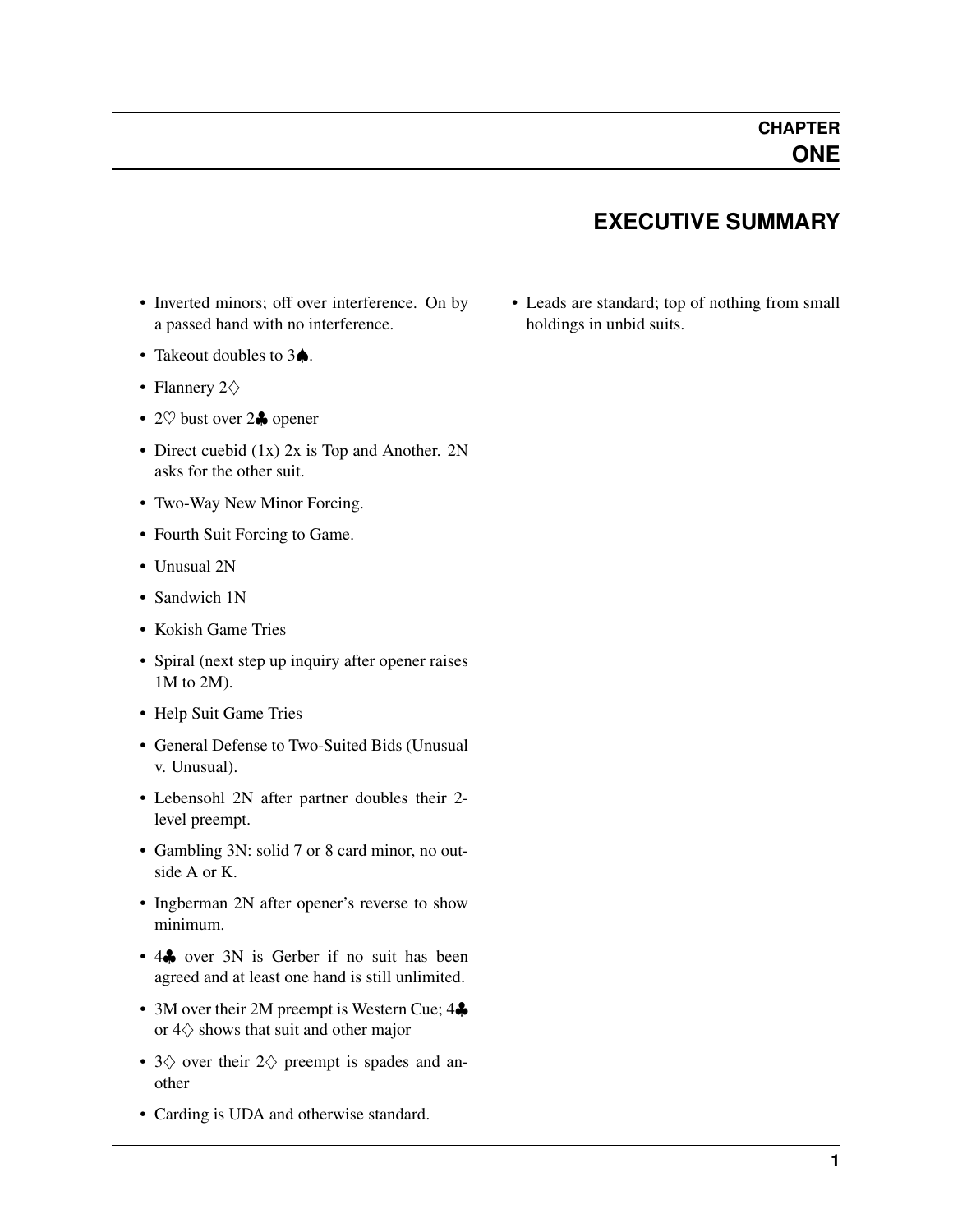# CHAPTER ONE

## EXECUTIVE SUMMARY

- Inverted minors; off over interference. On by a passed hand with no interference.
- Takeout doubles to 3♠.
- Flannery 2♢
- 2♡ bust over 2♣ opener
- Direct cuebid (1x) 2x is Top and Another. 2N asks for the other suit.
- Two-Way New Minor Forcing.
- Fourth Suit Forcing to Game.
- Unusual 2N
- Sandwich 1N
- Kokish Game Tries
- Spiral (next step up inquiry after opener raises 1M to 2M).
- Help Suit Game Tries
- General Defense to Two-Suited Bids (Unusual v. Unusual).
- Lebensohl 2N after partner doubles their 2-level preempt.
- Gambling 3N: solid 7 or 8 card minor, no outside A or K.
- Ingberman 2N after opener's reverse to show minimum.
- 4♣ over 3N is Gerber if no suit has been agreed and at least one hand is still unlimited.
- 3M over their 2M preempt is Western Cue; 4♣ or 4♢ shows that suit and other major
- 3♢ over their 2♢ preempt is spades and another
- Carding is UDA and otherwise standard.
- Leads are standard; top of nothing from small holdings in unbid suits.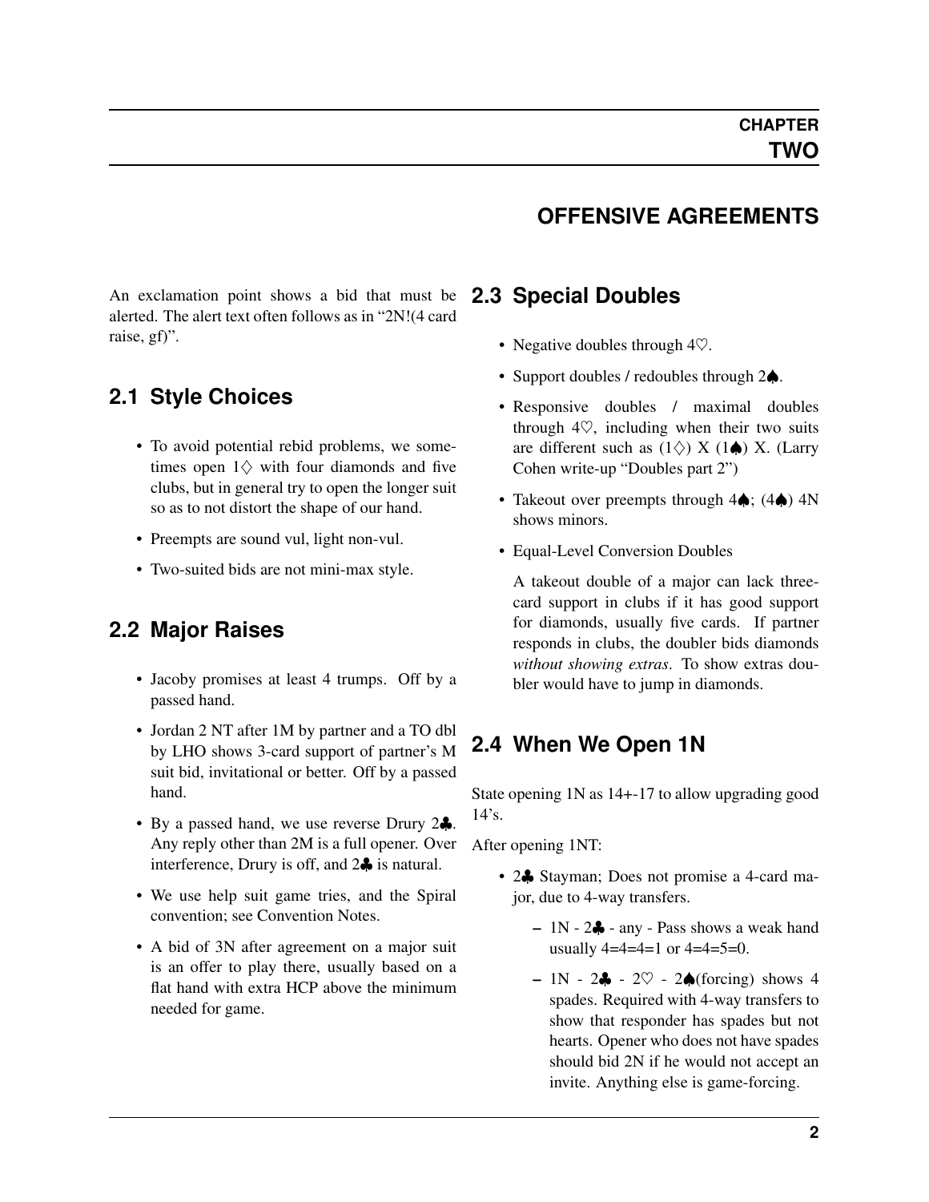# CHAPTER TWO

## OFFENSIVE AGREEMENTS

An exclamation point shows a bid that must be alerted. The alert text often follows as in "2N!(4 card raise, gf)".

### 2.1 Style Choices

- To avoid potential rebid problems, we sometimes open 1♢ with four diamonds and five clubs, but in general try to open the longer suit so as to not distort the shape of our hand.
- Preempts are sound vul, light non-vul.
- Two-suited bids are not mini-max style.

### 2.2 Major Raises

- Jacoby promises at least 4 trumps. Off by a passed hand.
- Jordan 2 NT after 1M by partner and a TO dbl by LHO shows 3-card support of partner's M suit bid, invitational or better. Off by a passed hand.
- By a passed hand, we use reverse Drury 2♣. Any reply other than 2M is a full opener. Over interference, Drury is off, and 2♣ is natural.
- We use help suit game tries, and the Spiral convention; see Convention Notes.
- A bid of 3N after agreement on a major suit is an offer to play there, usually based on a flat hand with extra HCP above the minimum needed for game.

### 2.3 Special Doubles

- Negative doubles through 4♡.
- Support doubles / redoubles through 2♠.
- Responsive doubles / maximal doubles through 4♡, including when their two suits are different such as (1♢) X (1♠) X. (Larry Cohen write-up "Doubles part 2")
- Takeout over preempts through 4♠; (4♠) 4N shows minors.
- Equal-Level Conversion Doubles

  A takeout double of a major can lack three-card support in clubs if it has good support for diamonds, usually five cards. If partner responds in clubs, the doubler bids diamonds *without showing extras*. To show extras doubler would have to jump in diamonds.

### 2.4 When We Open 1N

State opening 1N as 14+-17 to allow upgrading good 14's.

After opening 1NT:

- 2♣ Stayman; Does not promise a 4-card major, due to 4-way transfers.
  - 1N - 2♣ - any - Pass shows a weak hand usually 4=4=4=1 or 4=4=5=0.
  - 1N - 2♣ - 2♡ - 2♠(forcing) shows 4 spades. Required with 4-way transfers to show that responder has spades but not hearts. Opener who does not have spades should bid 2N if he would not accept an invite. Anything else is game-forcing.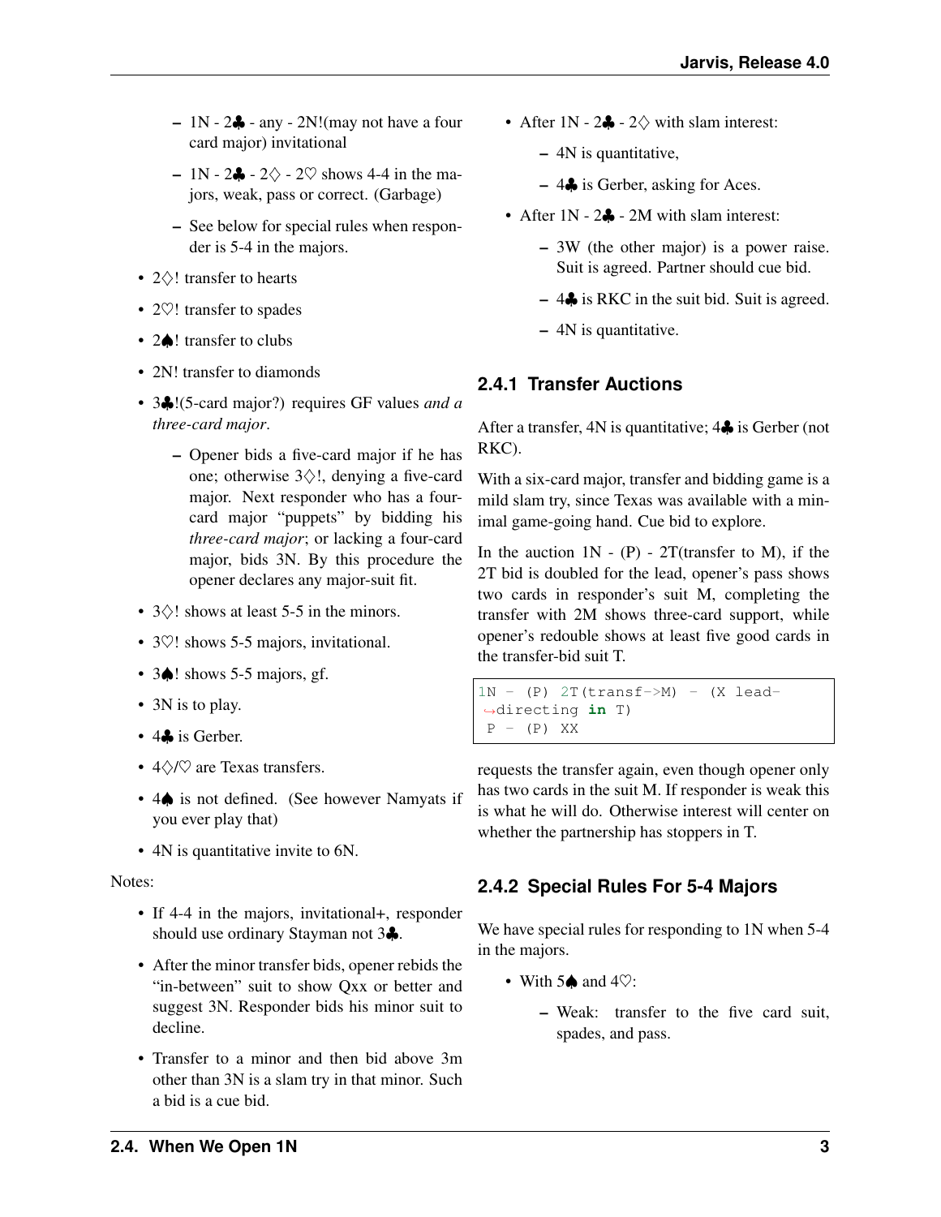- 1N - 2♣ - any - 2N!(may not have a four card major) invitational
- 1N - 2♣ - 2♢ - 2♡ shows 4-4 in the majors, weak, pass or correct. (Garbage)
- See below for special rules when responder is 5-4 in the majors.

- 2♢! transfer to hearts
- 2♡! transfer to spades
- 2♠! transfer to clubs
- 2N! transfer to diamonds
- 3♣!(5-card major?) requires GF values *and a three-card major*.
  - Opener bids a five-card major if he has one; otherwise 3♢!, denying a five-card major. Next responder who has a four-card major "puppets" by bidding his *three-card major*; or lacking a four-card major, bids 3N. By this procedure the opener declares any major-suit fit.
- 3♢! shows at least 5-5 in the minors.
- 3♡! shows 5-5 majors, invitational.
- 3♠! shows 5-5 majors, gf.
- 3N is to play.
- 4♣ is Gerber.
- 4♢/♡ are Texas transfers.
- 4♠ is not defined. (See however Namyats if you ever play that)
- 4N is quantitative invite to 6N.

Notes:

- If 4-4 in the majors, invitational+, responder should use ordinary Stayman not 3♣.
- After the minor transfer bids, opener rebids the "in-between" suit to show Qxx or better and suggest 3N. Responder bids his minor suit to decline.
- Transfer to a minor and then bid above 3m other than 3N is a slam try in that minor. Such a bid is a cue bid.
- After 1N - 2♣ - 2♢ with slam interest:
  - 4N is quantitative,
  - 4♣ is Gerber, asking for Aces.
- After 1N - 2♣ - 2M with slam interest:
  - 3W (the other major) is a power raise. Suit is agreed. Partner should cue bid.
  - 4♣ is RKC in the suit bid. Suit is agreed.
  - 4N is quantitative.

### 2.4.1 Transfer Auctions

After a transfer, 4N is quantitative; 4♣ is Gerber (not RKC).

With a six-card major, transfer and bidding game is a mild slam try, since Texas was available with a minimal game-going hand. Cue bid to explore.

In the auction 1N - (P) - 2T(transfer to M), if the 2T bid is doubled for the lead, opener's pass shows two cards in responder's suit M, completing the transfer with 2M shows three-card support, while opener's redouble shows at least five good cards in the transfer-bid suit T.

```
1N - (P) 2T(transf->M) - (X lead-directing in T)
 P - (P) XX
```

requests the transfer again, even though opener only has two cards in the suit M. If responder is weak this is what he will do. Otherwise interest will center on whether the partnership has stoppers in T.

### 2.4.2 Special Rules For 5-4 Majors

We have special rules for responding to 1N when 5-4 in the majors.

- With 5♠ and 4♡:
  - Weak: transfer to the five card suit, spades, and pass.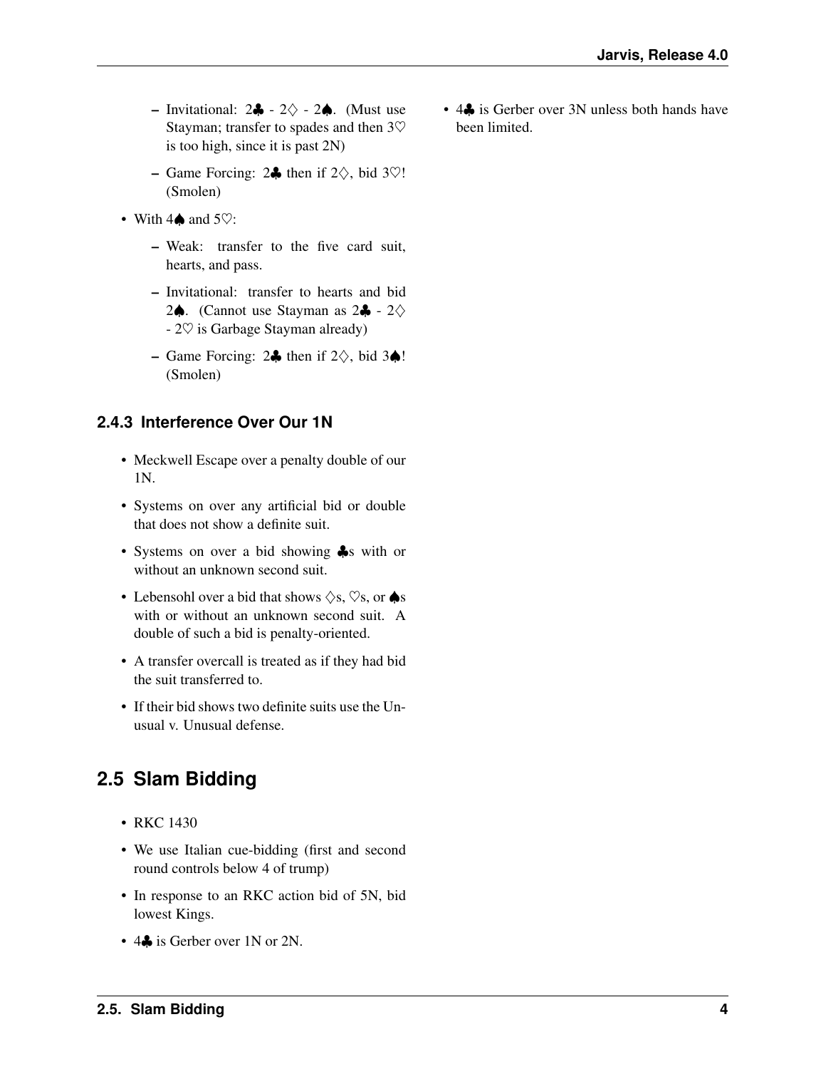- Invitational: 2♣ - 2♢ - 2♠. (Must use Stayman; transfer to spades and then 3♡ is too high, since it is past 2N)
   - Game Forcing: 2♣ then if 2♢, bid 3♡! (Smolen)
- With 4♠ and 5♡:
   - Weak: transfer to the five card suit, hearts, and pass.
   - Invitational: transfer to hearts and bid 2♠. (Cannot use Stayman as 2♣ - 2♢ - 2♡ is Garbage Stayman already)
   - Game Forcing: 2♣ then if 2♢, bid 3♠! (Smolen)

### 2.4.3 Interference Over Our 1N

- Meckwell Escape over a penalty double of our 1N.
- Systems on over any artificial bid or double that does not show a definite suit.
- Systems on over a bid showing ♣s with or without an unknown second suit.
- Lebensohl over a bid that shows ♢s, ♡s, or ♠s with or without an unknown second suit. A double of such a bid is penalty-oriented.
- A transfer overcall is treated as if they had bid the suit transferred to.
- If their bid shows two definite suits use the Unusual v. Unusual defense.

## 2.5 Slam Bidding

- RKC 1430
- We use Italian cue-bidding (first and second round controls below 4 of trump)
- In response to an RKC action bid of 5N, bid lowest Kings.
- 4♣ is Gerber over 1N or 2N.
- 4♣ is Gerber over 3N unless both hands have been limited.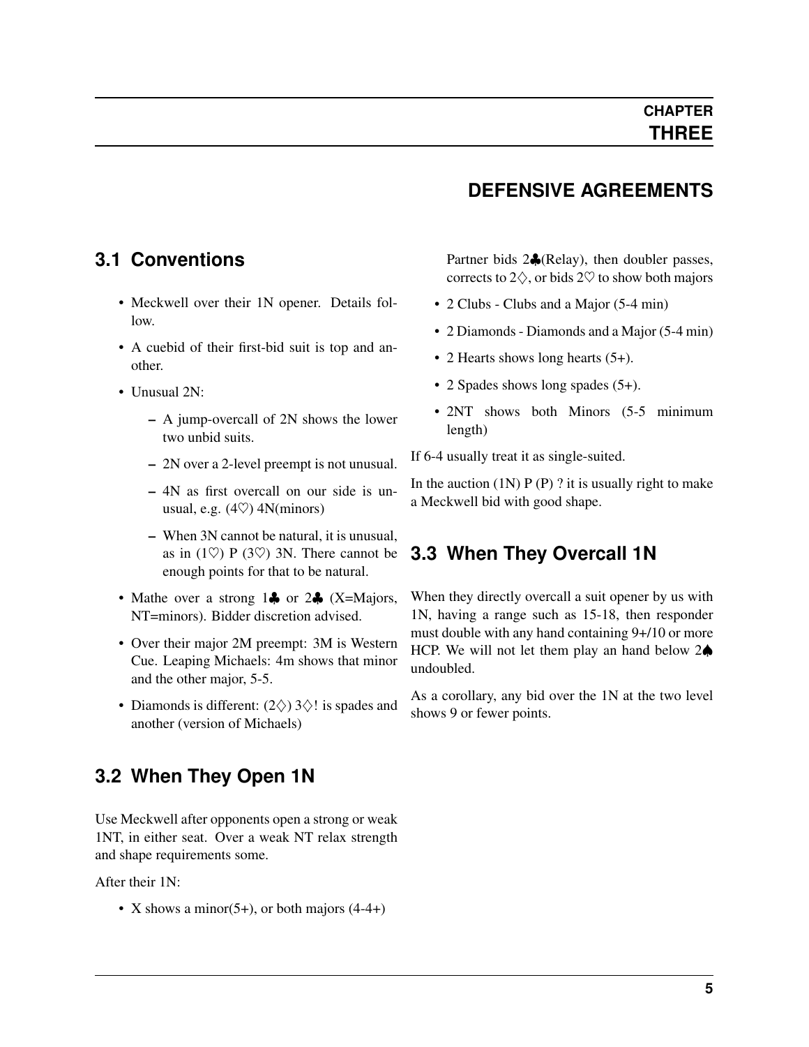# CHAPTER THREE

# DEFENSIVE AGREEMENTS

## 3.1 Conventions

- Meckwell over their 1N opener. Details follow.
- A cuebid of their first-bid suit is top and another.
- Unusual 2N:
  - A jump-overcall of 2N shows the lower two unbid suits.
  - 2N over a 2-level preempt is not unusual.
  - 4N as first overcall on our side is unusual, e.g. (4♡) 4N(minors)
  - When 3N cannot be natural, it is unusual, as in (1♡) P (3♡) 3N. There cannot be enough points for that to be natural.
- Mathe over a strong 1♣ or 2♣ (X=Majors, NT=minors). Bidder discretion advised.
- Over their major 2M preempt: 3M is Western Cue. Leaping Michaels: 4m shows that minor and the other major, 5-5.
- Diamonds is different: (2♢) 3♢! is spades and another (version of Michaels)

## 3.2 When They Open 1N

Use Meckwell after opponents open a strong or weak 1NT, in either seat. Over a weak NT relax strength and shape requirements some.

After their 1N:

- X shows a minor(5+), or both majors (4-4+)

  Partner bids 2♣(Relay), then doubler passes, corrects to 2♢, or bids 2♡ to show both majors
- 2 Clubs - Clubs and a Major (5-4 min)
- 2 Diamonds - Diamonds and a Major (5-4 min)
- 2 Hearts shows long hearts (5+).
- 2 Spades shows long spades (5+).
- 2NT shows both Minors (5-5 minimum length)

If 6-4 usually treat it as single-suited.

In the auction (1N) P (P) ? it is usually right to make a Meckwell bid with good shape.

## 3.3 When They Overcall 1N

When they directly overcall a suit opener by us with 1N, having a range such as 15-18, then responder must double with any hand containing 9+/10 or more HCP. We will not let them play an hand below 2♠ undoubled.

As a corollary, any bid over the 1N at the two level shows 9 or fewer points.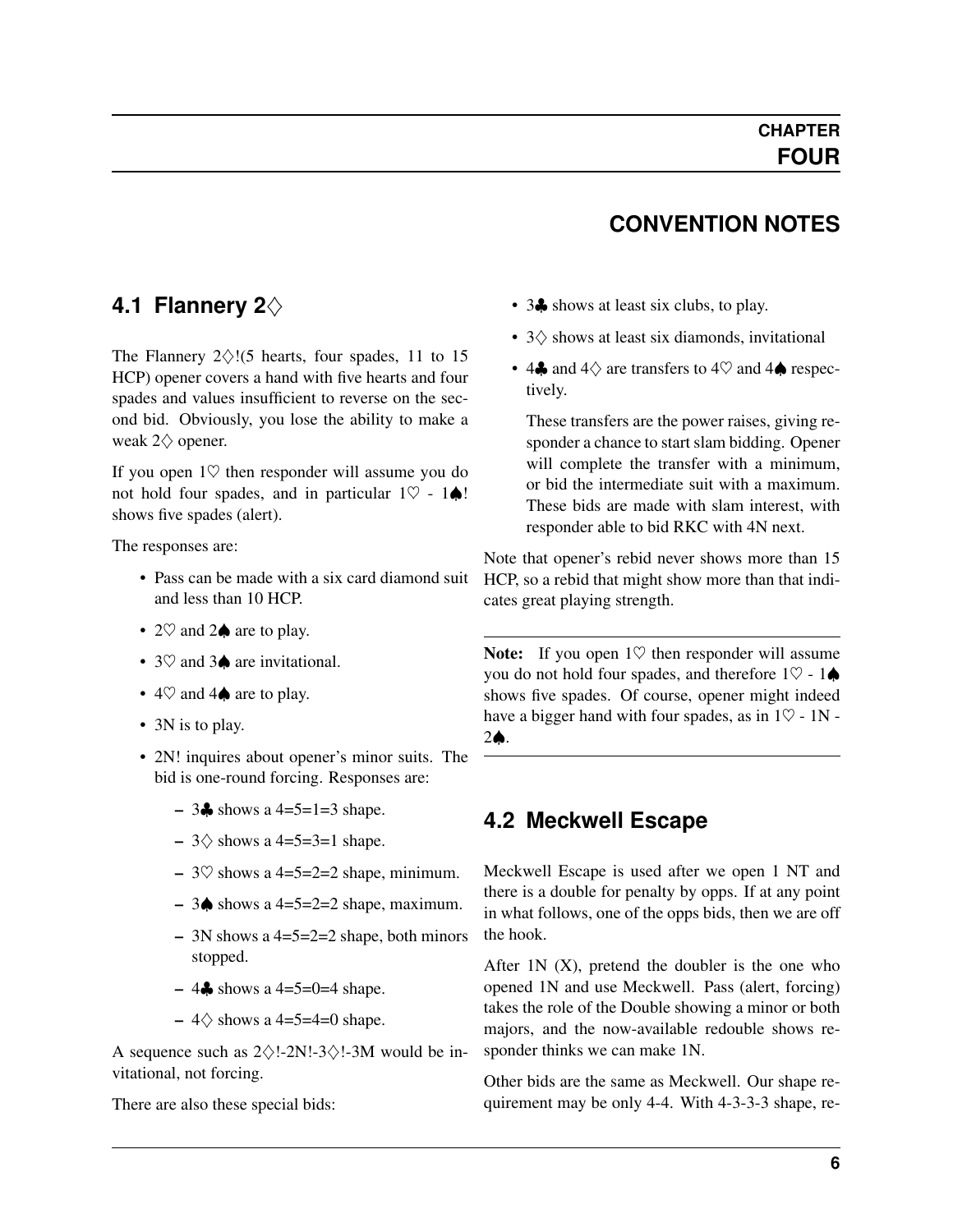# CHAPTER FOUR

# CONVENTION NOTES

## 4.1 Flannery 2♢

The Flannery 2♢!(5 hearts, four spades, 11 to 15 HCP) opener covers a hand with five hearts and four spades and values insufficient to reverse on the second bid. Obviously, you lose the ability to make a weak 2♢ opener.

If you open 1♡ then responder will assume you do not hold four spades, and in particular 1♡ - 1♠! shows five spades (alert).

The responses are:

- Pass can be made with a six card diamond suit and less than 10 HCP.
- 2♡ and 2♠ are to play.
- 3♡ and 3♠ are invitational.
- 4♡ and 4♠ are to play.
- 3N is to play.
- 2N! inquires about opener's minor suits. The bid is one-round forcing. Responses are:
  - 3♣ shows a 4=5=1=3 shape.
  - 3♢ shows a 4=5=3=1 shape.
  - 3♡ shows a 4=5=2=2 shape, minimum.
  - 3♠ shows a 4=5=2=2 shape, maximum.
  - 3N shows a 4=5=2=2 shape, both minors stopped.
  - 4♣ shows a 4=5=0=4 shape.
  - 4♢ shows a 4=5=4=0 shape.

A sequence such as 2♢!-2N!-3♢!-3M would be invitational, not forcing.

There are also these special bids:

- 3♣ shows at least six clubs, to play.
- 3♢ shows at least six diamonds, invitational
- 4♣ and 4♢ are transfers to 4♡ and 4♠ respectively.

  These transfers are the power raises, giving responder a chance to start slam bidding. Opener will complete the transfer with a minimum, or bid the intermediate suit with a maximum. These bids are made with slam interest, with responder able to bid RKC with 4N next.

Note that opener's rebid never shows more than 15 HCP, so a rebid that might show more than that indicates great playing strength.

---

**Note:** If you open 1♡ then responder will assume you do not hold four spades, and therefore 1♡ - 1♠ shows five spades. Of course, opener might indeed have a bigger hand with four spades, as in 1♡ - 1N - 2♠.

---

## 4.2 Meckwell Escape

Meckwell Escape is used after we open 1 NT and there is a double for penalty by opps. If at any point in what follows, one of the opps bids, then we are off the hook.

After 1N (X), pretend the doubler is the one who opened 1N and use Meckwell. Pass (alert, forcing) takes the role of the Double showing a minor or both majors, and the now-available redouble shows responder thinks we can make 1N.

Other bids are the same as Meckwell. Our shape requirement may be only 4-4. With 4-3-3-3 shape, re-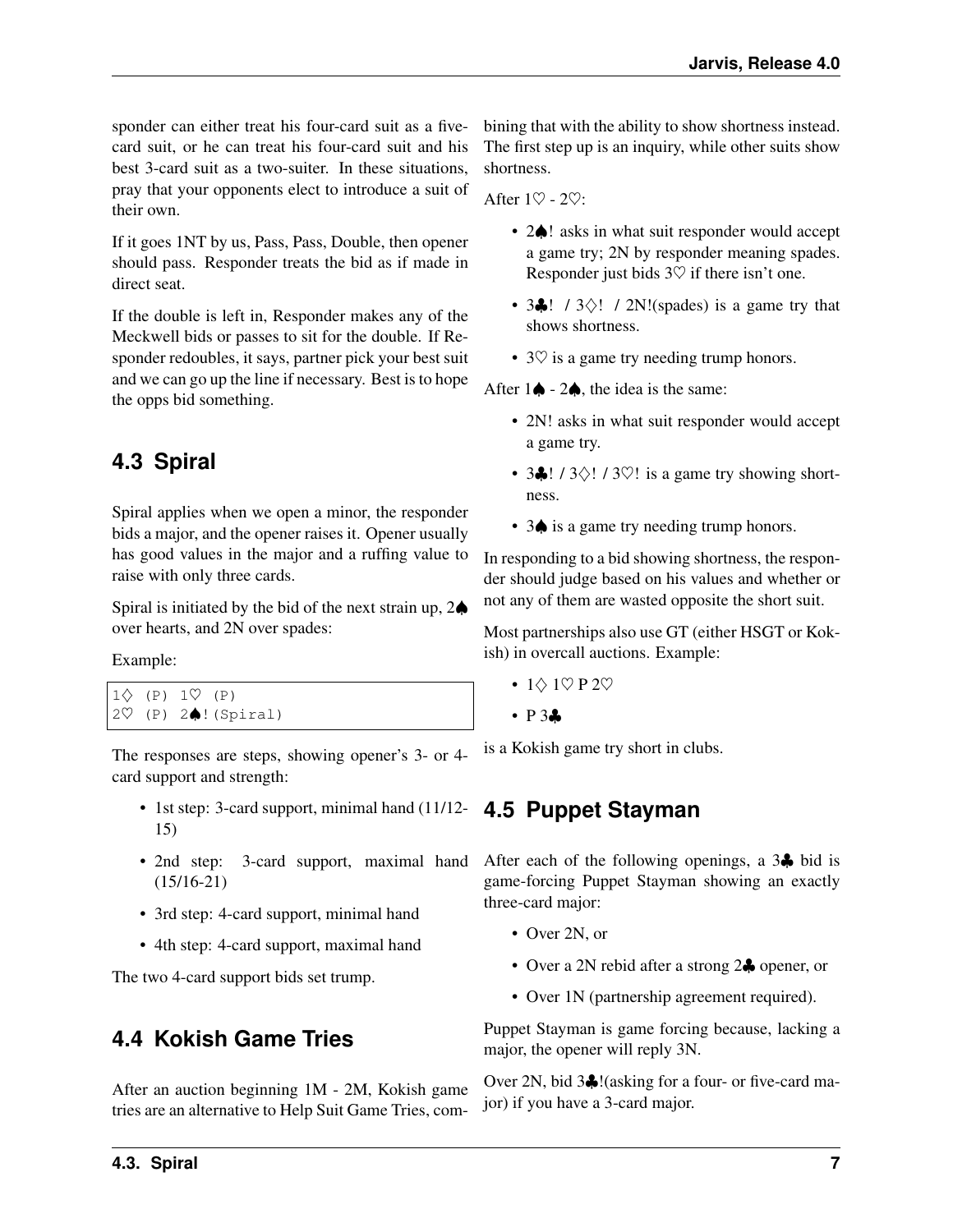sponder can either treat his four-card suit as a five-card suit, or he can treat his four-card suit and his best 3-card suit as a two-suiter. In these situations, pray that your opponents elect to introduce a suit of their own.

If it goes 1NT by us, Pass, Pass, Double, then opener should pass. Responder treats the bid as if made in direct seat.

If the double is left in, Responder makes any of the Meckwell bids or passes to sit for the double. If Responder redoubles, it says, partner pick your best suit and we can go up the line if necessary. Best is to hope the opps bid something.

## 4.3 Spiral

Spiral applies when we open a minor, the responder bids a major, and the opener raises it. Opener usually has good values in the major and a ruffing value to raise with only three cards.

Spiral is initiated by the bid of the next strain up, 2♠ over hearts, and 2N over spades:

Example:

```
1♢ (P) 1♡ (P)
2♡ (P) 2♠!(Spiral)
```

The responses are steps, showing opener's 3- or 4-card support and strength:

- 1st step: 3-card support, minimal hand (11/12-15)
- 2nd step: 3-card support, maximal hand (15/16-21)
- 3rd step: 4-card support, minimal hand
- 4th step: 4-card support, maximal hand

The two 4-card support bids set trump.

## 4.4 Kokish Game Tries

After an auction beginning 1M - 2M, Kokish game tries are an alternative to Help Suit Game Tries, combining that with the ability to show shortness instead. The first step up is an inquiry, while other suits show shortness.

After 1♡ - 2♡:

- 2♠! asks in what suit responder would accept a game try; 2N by responder meaning spades. Responder just bids 3♡ if there isn't one.
- 3♣! / 3♢! / 2N!(spades) is a game try that shows shortness.
- 3♡ is a game try needing trump honors.

After 1♠ - 2♠, the idea is the same:

- 2N! asks in what suit responder would accept a game try.
- 3♣! / 3♢! / 3♡! is a game try showing shortness.
- 3♠ is a game try needing trump honors.

In responding to a bid showing shortness, the responder should judge based on his values and whether or not any of them are wasted opposite the short suit.

Most partnerships also use GT (either HSGT or Kokish) in overcall auctions. Example:

- 1♢ 1♡ P 2♡
- P 3♣

is a Kokish game try short in clubs.

## 4.5 Puppet Stayman

After each of the following openings, a 3♣ bid is game-forcing Puppet Stayman showing an exactly three-card major:

- Over 2N, or
- Over a 2N rebid after a strong 2♣ opener, or
- Over 1N (partnership agreement required).

Puppet Stayman is game forcing because, lacking a major, the opener will reply 3N.

Over 2N, bid 3♣!(asking for a four- or five-card major) if you have a 3-card major.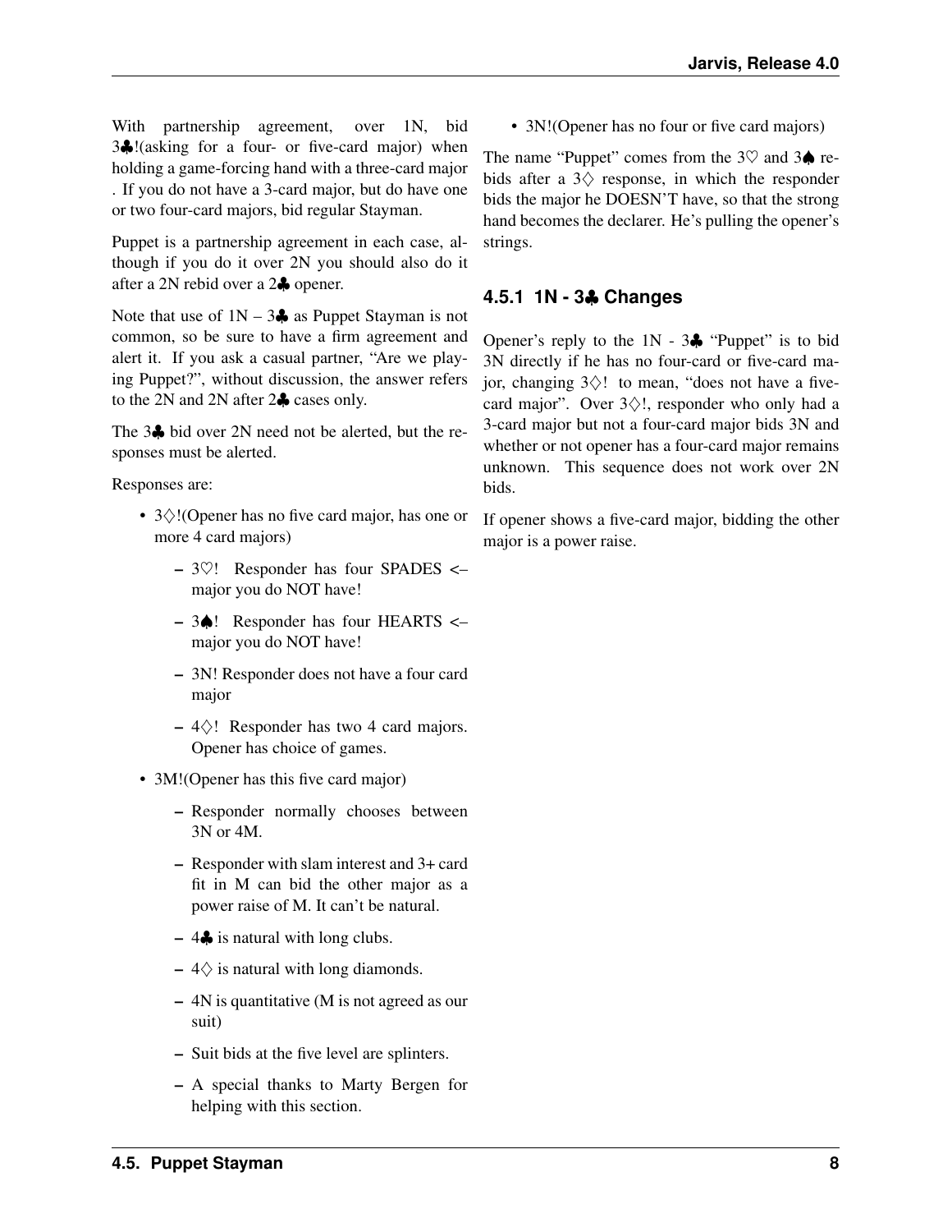With partnership agreement, over 1N, bid 3♣!(asking for a four- or five-card major) when holding a game-forcing hand with a three-card major . If you do not have a 3-card major, but do have one or two four-card majors, bid regular Stayman.

Puppet is a partnership agreement in each case, although if you do it over 2N you should also do it after a 2N rebid over a 2♣ opener.

Note that use of 1N – 3♣ as Puppet Stayman is not common, so be sure to have a firm agreement and alert it. If you ask a casual partner, "Are we playing Puppet?", without discussion, the answer refers to the 2N and 2N after 2♣ cases only.

The 3♣ bid over 2N need not be alerted, but the responses must be alerted.

Responses are:

- 3♢!(Opener has no five card major, has one or more 4 card majors)
  - 3♡! Responder has four SPADES <– major you do NOT have!
  - 3♠! Responder has four HEARTS <– major you do NOT have!
  - 3N! Responder does not have a four card major
  - 4♢! Responder has two 4 card majors. Opener has choice of games.
- 3M!(Opener has this five card major)
  - Responder normally chooses between 3N or 4M.
  - Responder with slam interest and 3+ card fit in M can bid the other major as a power raise of M. It can't be natural.
  - 4♣ is natural with long clubs.
  - 4♢ is natural with long diamonds.
  - 4N is quantitative (M is not agreed as our suit)
  - Suit bids at the five level are splinters.
  - A special thanks to Marty Bergen for helping with this section.
- 3N!(Opener has no four or five card majors)

The name "Puppet" comes from the 3♡ and 3♠ rebids after a 3♢ response, in which the responder bids the major he DOESN'T have, so that the strong hand becomes the declarer. He's pulling the opener's strings.

### 4.5.1 1N - 3♣ Changes

Opener's reply to the 1N - 3♣ "Puppet" is to bid 3N directly if he has no four-card or five-card major, changing 3♢! to mean, "does not have a five-card major". Over 3♢!, responder who only had a 3-card major but not a four-card major bids 3N and whether or not opener has a four-card major remains unknown. This sequence does not work over 2N bids.

If opener shows a five-card major, bidding the other major is a power raise.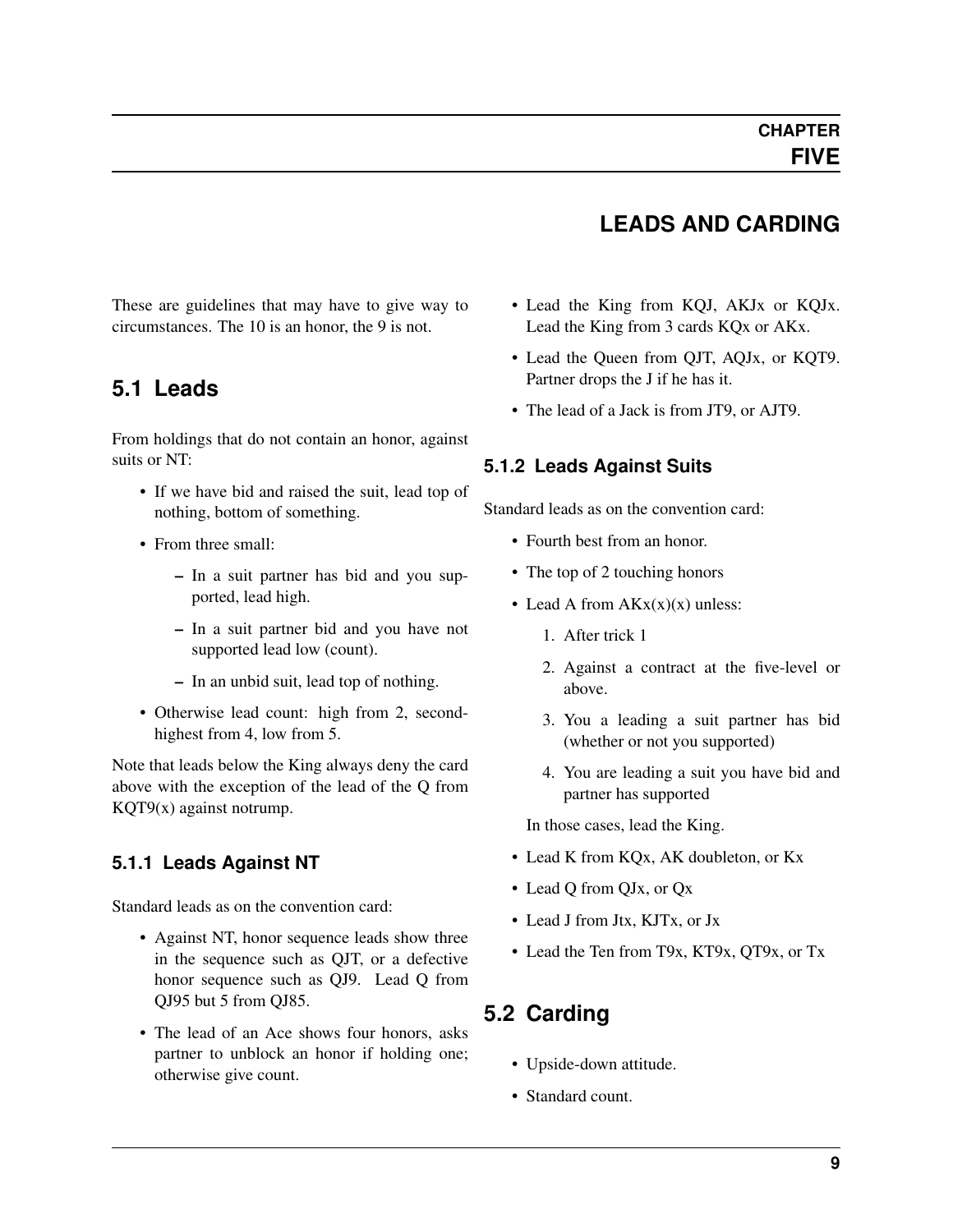# CHAPTER FIVE

# LEADS AND CARDING

These are guidelines that may have to give way to circumstances. The 10 is an honor, the 9 is not.

## 5.1 Leads

From holdings that do not contain an honor, against suits or NT:

- If we have bid and raised the suit, lead top of nothing, bottom of something.
- From three small:
  - In a suit partner has bid and you supported, lead high.
  - In a suit partner bid and you have not supported lead low (count).
  - In an unbid suit, lead top of nothing.
- Otherwise lead count: high from 2, second-highest from 4, low from 5.

Note that leads below the King always deny the card above with the exception of the lead of the Q from KQT9(x) against notrump.

### 5.1.1 Leads Against NT

Standard leads as on the convention card:

- Against NT, honor sequence leads show three in the sequence such as QJT, or a defective honor sequence such as QJ9. Lead Q from QJ95 but 5 from QJ85.
- The lead of an Ace shows four honors, asks partner to unblock an honor if holding one; otherwise give count.
- Lead the King from KQJ, AKJx or KQJx. Lead the King from 3 cards KQx or AKx.
- Lead the Queen from QJT, AQJx, or KQT9. Partner drops the J if he has it.
- The lead of a Jack is from JT9, or AJT9.

### 5.1.2 Leads Against Suits

Standard leads as on the convention card:

- Fourth best from an honor.
- The top of 2 touching honors
- Lead A from AKx(x)(x) unless:
  1. After trick 1
  2. Against a contract at the five-level or above.
  3. You a leading a suit partner has bid (whether or not you supported)
  4. You are leading a suit you have bid and partner has supported

  In those cases, lead the King.
- Lead K from KQx, AK doubleton, or Kx
- Lead Q from QJx, or Qx
- Lead J from Jtx, KJTx, or Jx
- Lead the Ten from T9x, KT9x, QT9x, or Tx

## 5.2 Carding

- Upside-down attitude.
- Standard count.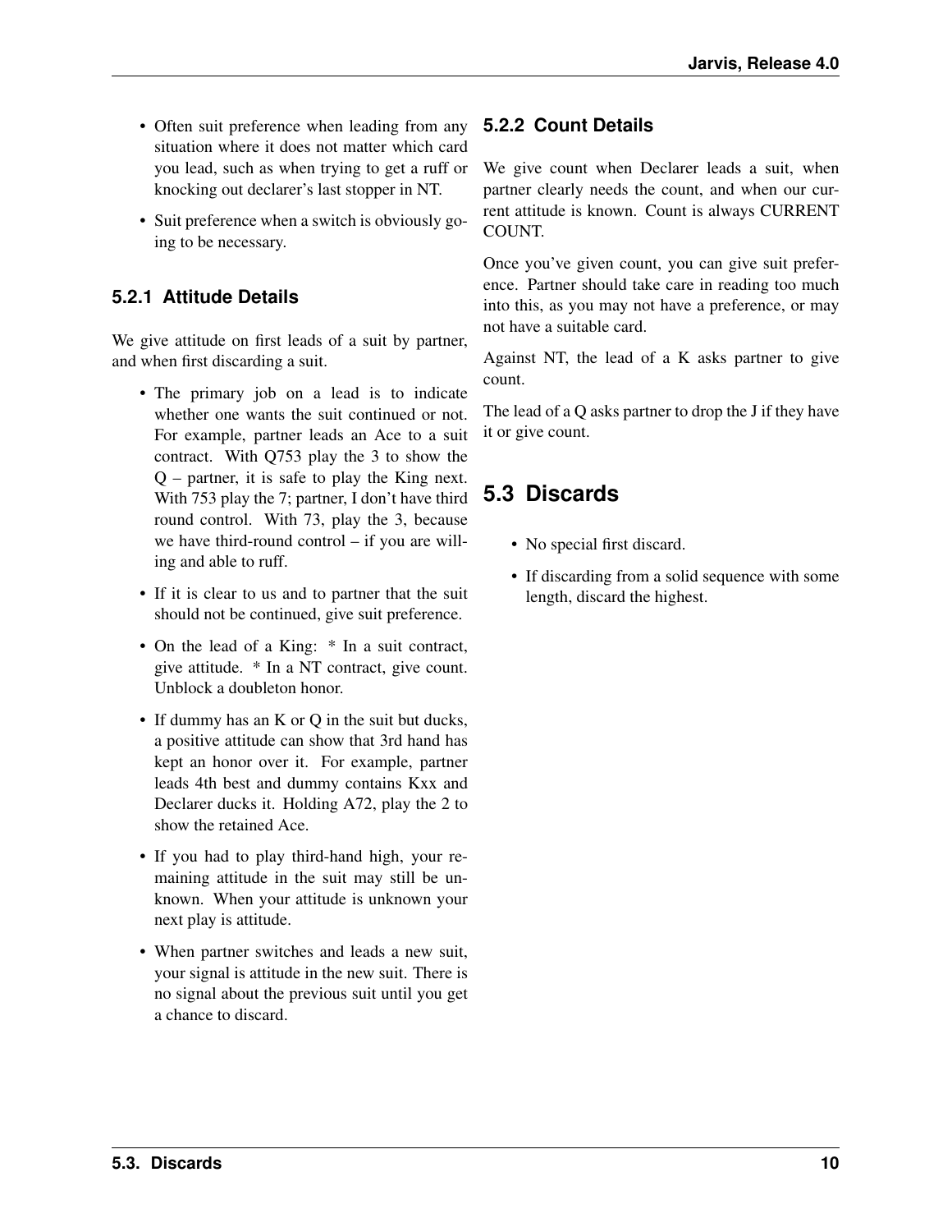- Often suit preference when leading from any situation where it does not matter which card you lead, such as when trying to get a ruff or knocking out declarer's last stopper in NT.
- Suit preference when a switch is obviously going to be necessary.

### 5.2.1 Attitude Details

We give attitude on first leads of a suit by partner, and when first discarding a suit.

- The primary job on a lead is to indicate whether one wants the suit continued or not. For example, partner leads an Ace to a suit contract. With Q753 play the 3 to show the Q – partner, it is safe to play the King next. With 753 play the 7; partner, I don't have third round control. With 73, play the 3, because we have third-round control – if you are willing and able to ruff.
- If it is clear to us and to partner that the suit should not be continued, give suit preference.
- On the lead of a King: * In a suit contract, give attitude. * In a NT contract, give count. Unblock a doubleton honor.
- If dummy has an K or Q in the suit but ducks, a positive attitude can show that 3rd hand has kept an honor over it. For example, partner leads 4th best and dummy contains Kxx and Declarer ducks it. Holding A72, play the 2 to show the retained Ace.
- If you had to play third-hand high, your remaining attitude in the suit may still be unknown. When your attitude is unknown your next play is attitude.
- When partner switches and leads a new suit, your signal is attitude in the new suit. There is no signal about the previous suit until you get a chance to discard.

### 5.2.2 Count Details

We give count when Declarer leads a suit, when partner clearly needs the count, and when our current attitude is known. Count is always CURRENT COUNT.

Once you've given count, you can give suit preference. Partner should take care in reading too much into this, as you may not have a preference, or may not have a suitable card.

Against NT, the lead of a K asks partner to give count.

The lead of a Q asks partner to drop the J if they have it or give count.

## 5.3 Discards

- No special first discard.
- If discarding from a solid sequence with some length, discard the highest.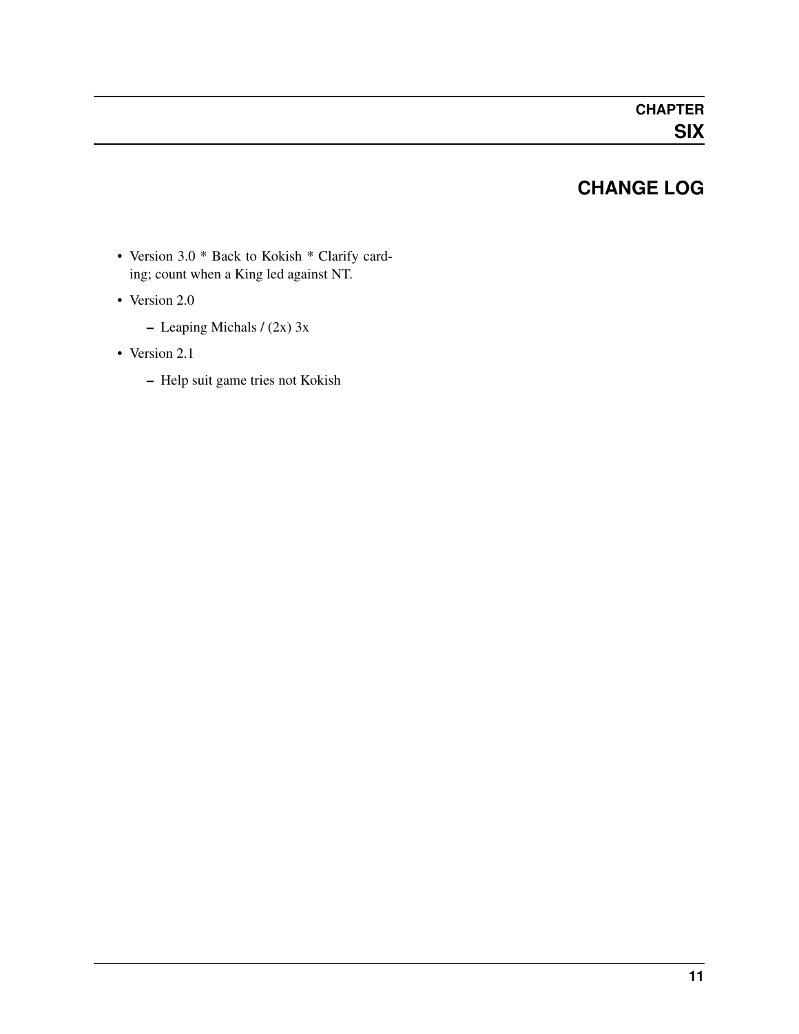# CHAPTER SIX

# CHANGE LOG

- Version 3.0 * Back to Kokish * Clarify carding; count when a King led against NT.
- Version 2.0
  - Leaping Michals / (2x) 3x
- Version 2.1
  - Help suit game tries not Kokish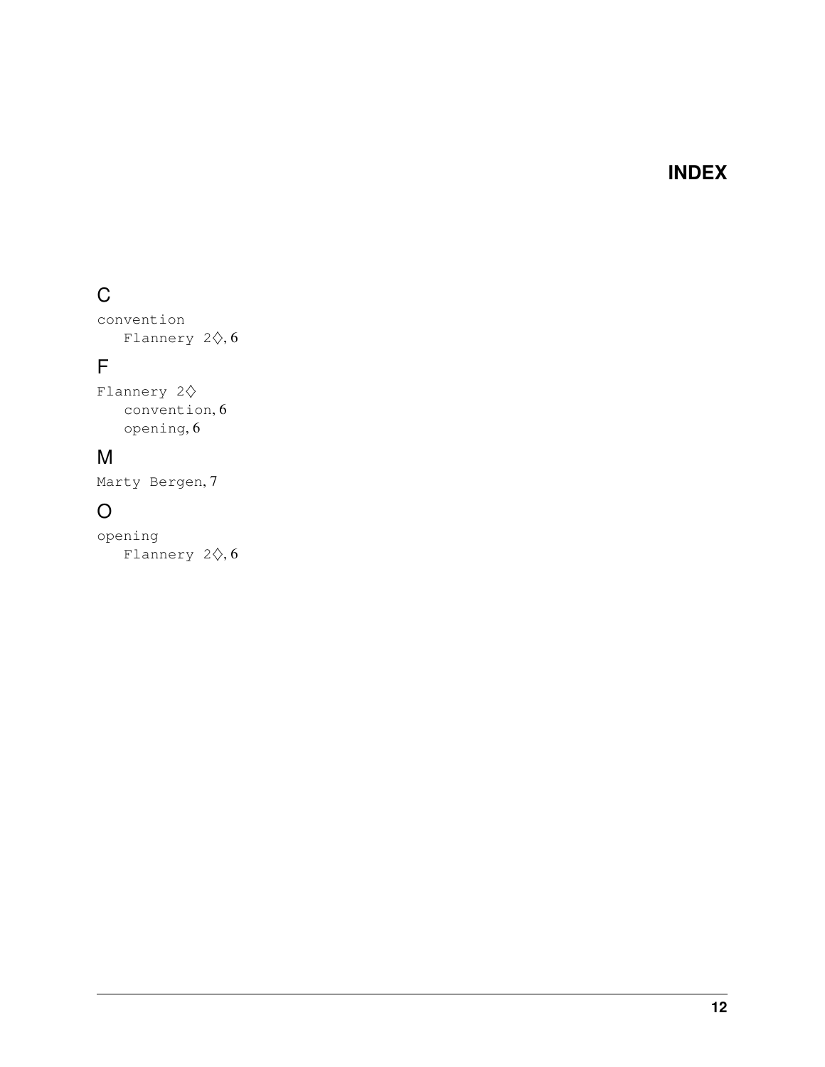# INDEX

## C

convention
- Flannery 2◇, 6

## F

Flannery 2◇
- convention, 6
- opening, 6

## M

Marty Bergen, 7

## O

opening
- Flannery 2◇, 6